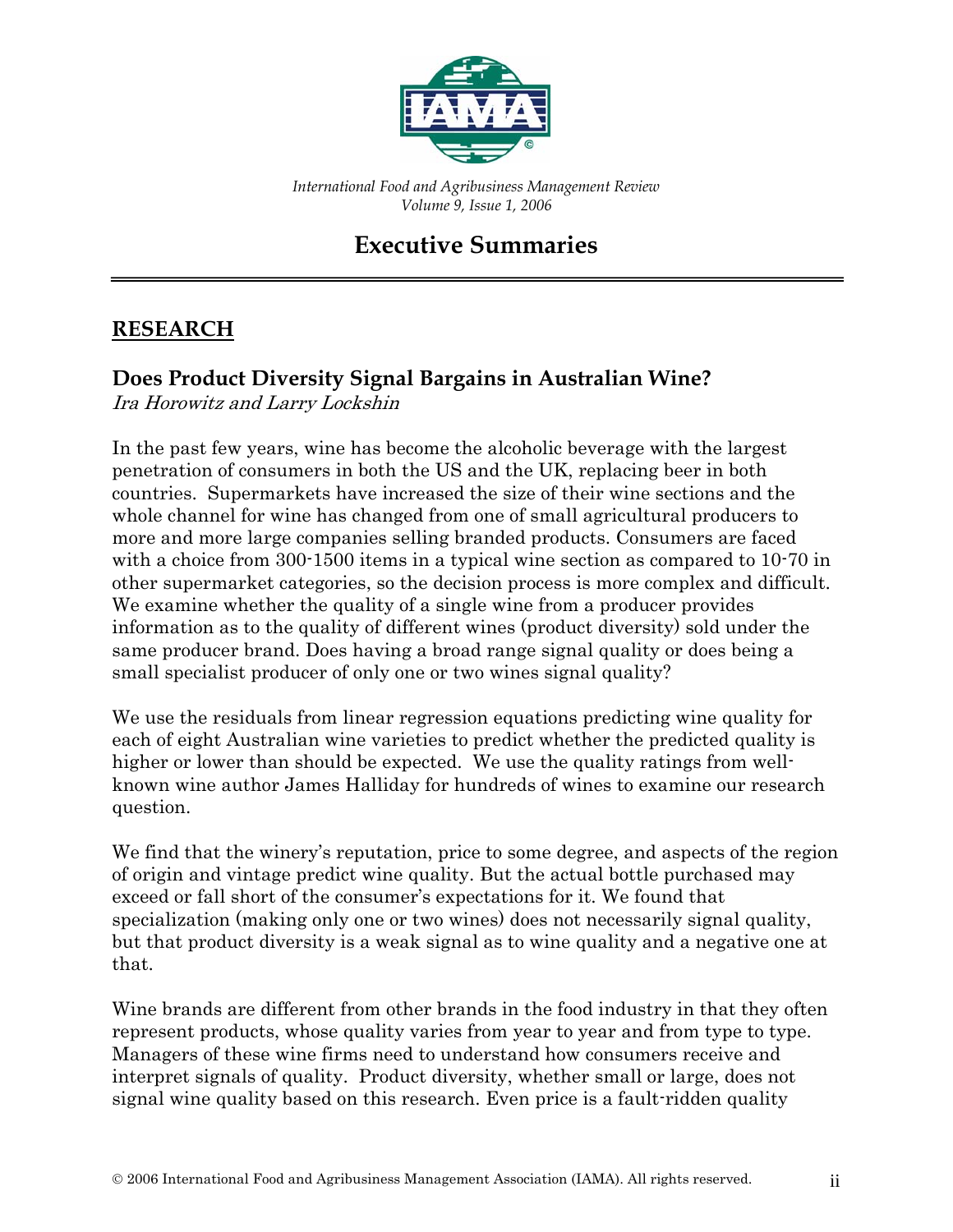*International Food and Agribusiness Management Review*
*Volume 9, Issue 1, 2006*

# Executive Summaries

## RESEARCH

### Does Product Diversity Signal Bargains in Australian Wine?

*Ira Horowitz and Larry Lockshin*

In the past few years, wine has become the alcoholic beverage with the largest penetration of consumers in both the US and the UK, replacing beer in both countries. Supermarkets have increased the size of their wine sections and the whole channel for wine has changed from one of small agricultural producers to more and more large companies selling branded products. Consumers are faced with a choice from 300-1500 items in a typical wine section as compared to 10-70 in other supermarket categories, so the decision process is more complex and difficult. We examine whether the quality of a single wine from a producer provides information as to the quality of different wines (product diversity) sold under the same producer brand. Does having a broad range signal quality or does being a small specialist producer of only one or two wines signal quality?

We use the residuals from linear regression equations predicting wine quality for each of eight Australian wine varieties to predict whether the predicted quality is higher or lower than should be expected. We use the quality ratings from well-known wine author James Halliday for hundreds of wines to examine our research question.

We find that the winery's reputation, price to some degree, and aspects of the region of origin and vintage predict wine quality. But the actual bottle purchased may exceed or fall short of the consumer's expectations for it. We found that specialization (making only one or two wines) does not necessarily signal quality, but that product diversity is a weak signal as to wine quality and a negative one at that.

Wine brands are different from other brands in the food industry in that they often represent products, whose quality varies from year to year and from type to type. Managers of these wine firms need to understand how consumers receive and interpret signals of quality. Product diversity, whether small or large, does not signal wine quality based on this research. Even price is a fault-ridden quality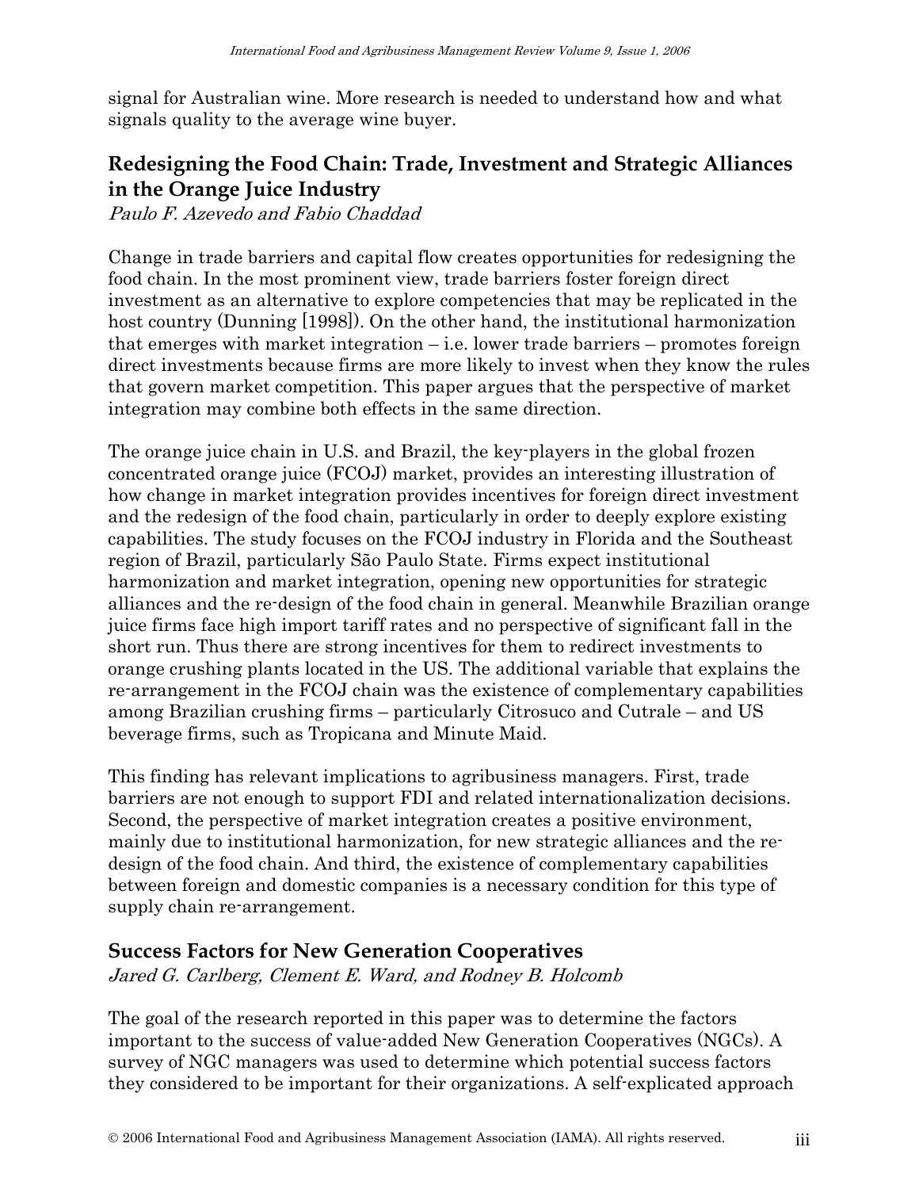signal for Australian wine. More research is needed to understand how and what signals quality to the average wine buyer.

## Redesigning the Food Chain: Trade, Investment and Strategic Alliances in the Orange Juice Industry

*Paulo F. Azevedo and Fabio Chaddad*

Change in trade barriers and capital flow creates opportunities for redesigning the food chain. In the most prominent view, trade barriers foster foreign direct investment as an alternative to explore competencies that may be replicated in the host country (Dunning [1998]). On the other hand, the institutional harmonization that emerges with market integration – i.e. lower trade barriers – promotes foreign direct investments because firms are more likely to invest when they know the rules that govern market competition. This paper argues that the perspective of market integration may combine both effects in the same direction.

The orange juice chain in U.S. and Brazil, the key-players in the global frozen concentrated orange juice (FCOJ) market, provides an interesting illustration of how change in market integration provides incentives for foreign direct investment and the redesign of the food chain, particularly in order to deeply explore existing capabilities. The study focuses on the FCOJ industry in Florida and the Southeast region of Brazil, particularly São Paulo State. Firms expect institutional harmonization and market integration, opening new opportunities for strategic alliances and the re-design of the food chain in general. Meanwhile Brazilian orange juice firms face high import tariff rates and no perspective of significant fall in the short run. Thus there are strong incentives for them to redirect investments to orange crushing plants located in the US. The additional variable that explains the re-arrangement in the FCOJ chain was the existence of complementary capabilities among Brazilian crushing firms – particularly Citrosuco and Cutrale – and US beverage firms, such as Tropicana and Minute Maid.

This finding has relevant implications to agribusiness managers. First, trade barriers are not enough to support FDI and related internationalization decisions. Second, the perspective of market integration creates a positive environment, mainly due to institutional harmonization, for new strategic alliances and the re-design of the food chain. And third, the existence of complementary capabilities between foreign and domestic companies is a necessary condition for this type of supply chain re-arrangement.

## Success Factors for New Generation Cooperatives

*Jared G. Carlberg, Clement E. Ward, and Rodney B. Holcomb*

The goal of the research reported in this paper was to determine the factors important to the success of value-added New Generation Cooperatives (NGCs). A survey of NGC managers was used to determine which potential success factors they considered to be important for their organizations. A self-explicated approach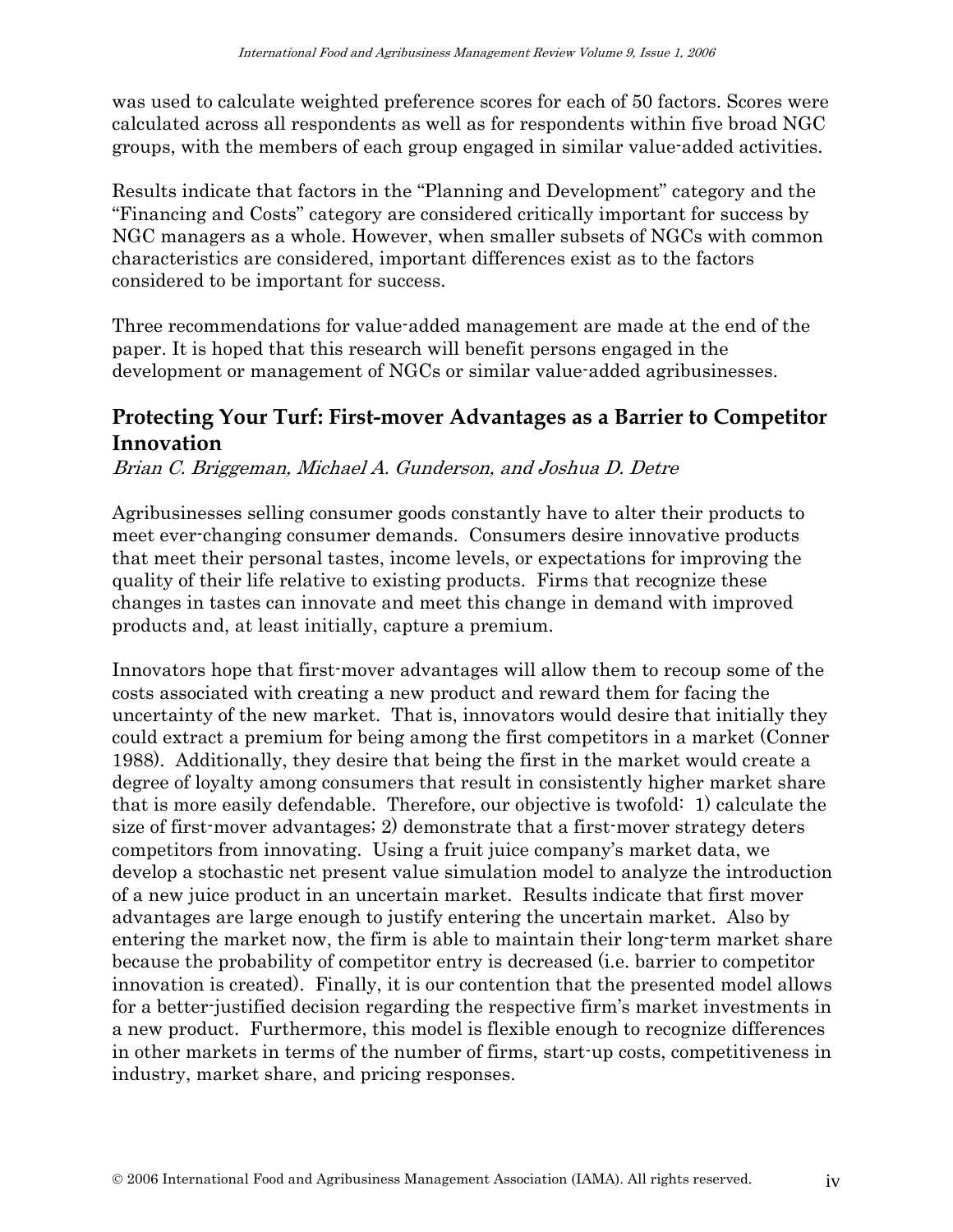was used to calculate weighted preference scores for each of 50 factors. Scores were calculated across all respondents as well as for respondents within five broad NGC groups, with the members of each group engaged in similar value-added activities.

Results indicate that factors in the "Planning and Development" category and the "Financing and Costs" category are considered critically important for success by NGC managers as a whole. However, when smaller subsets of NGCs with common characteristics are considered, important differences exist as to the factors considered to be important for success.

Three recommendations for value-added management are made at the end of the paper. It is hoped that this research will benefit persons engaged in the development or management of NGCs or similar value-added agribusinesses.

## Protecting Your Turf: First-mover Advantages as a Barrier to Competitor Innovation

*Brian C. Briggeman, Michael A. Gunderson, and Joshua D. Detre*

Agribusinesses selling consumer goods constantly have to alter their products to meet ever-changing consumer demands. Consumers desire innovative products that meet their personal tastes, income levels, or expectations for improving the quality of their life relative to existing products. Firms that recognize these changes in tastes can innovate and meet this change in demand with improved products and, at least initially, capture a premium.

Innovators hope that first-mover advantages will allow them to recoup some of the costs associated with creating a new product and reward them for facing the uncertainty of the new market. That is, innovators would desire that initially they could extract a premium for being among the first competitors in a market (Conner 1988). Additionally, they desire that being the first in the market would create a degree of loyalty among consumers that result in consistently higher market share that is more easily defendable. Therefore, our objective is twofold: 1) calculate the size of first-mover advantages; 2) demonstrate that a first-mover strategy deters competitors from innovating. Using a fruit juice company's market data, we develop a stochastic net present value simulation model to analyze the introduction of a new juice product in an uncertain market. Results indicate that first mover advantages are large enough to justify entering the uncertain market. Also by entering the market now, the firm is able to maintain their long-term market share because the probability of competitor entry is decreased (i.e. barrier to competitor innovation is created). Finally, it is our contention that the presented model allows for a better-justified decision regarding the respective firm's market investments in a new product. Furthermore, this model is flexible enough to recognize differences in other markets in terms of the number of firms, start-up costs, competitiveness in industry, market share, and pricing responses.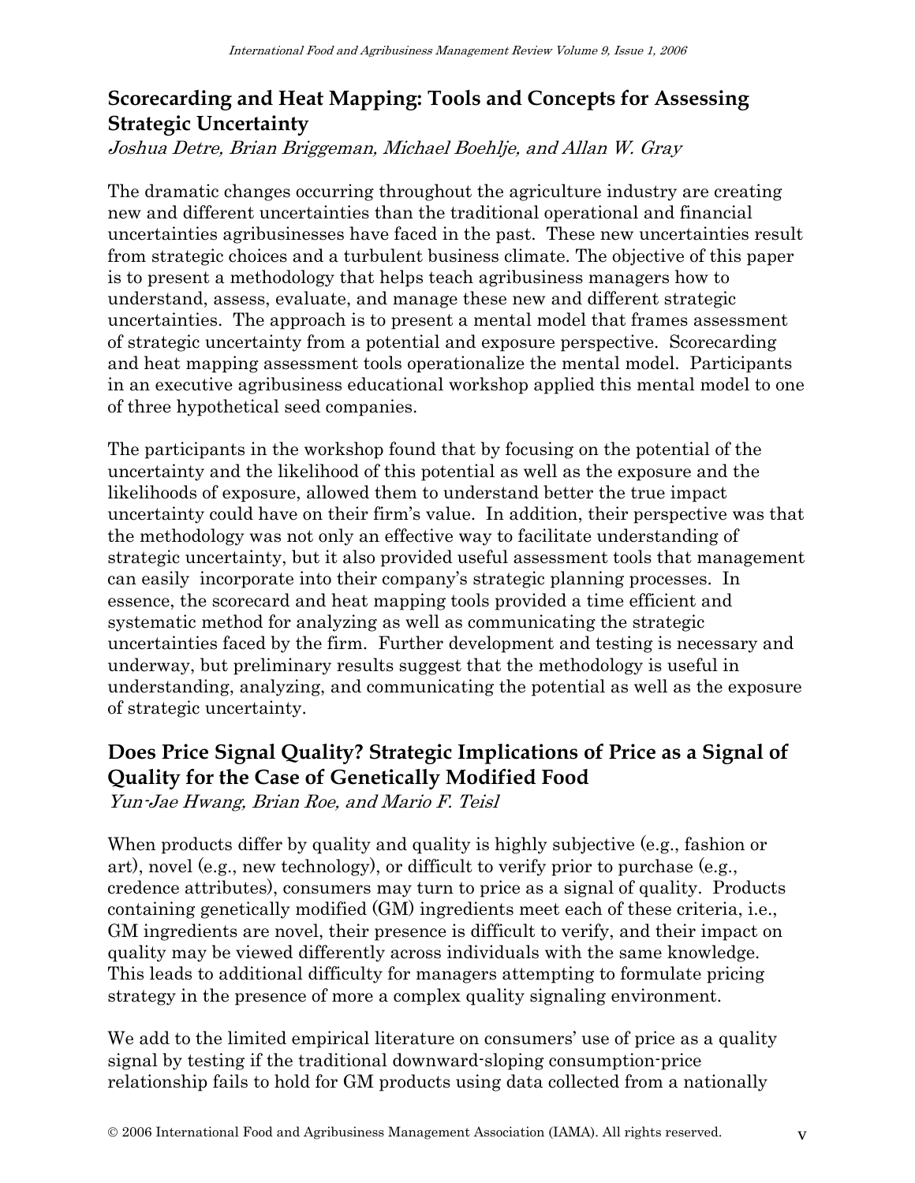## Scorecarding and Heat Mapping: Tools and Concepts for Assessing Strategic Uncertainty

*Joshua Detre, Brian Briggeman, Michael Boehlje, and Allan W. Gray*

The dramatic changes occurring throughout the agriculture industry are creating new and different uncertainties than the traditional operational and financial uncertainties agribusinesses have faced in the past. These new uncertainties result from strategic choices and a turbulent business climate. The objective of this paper is to present a methodology that helps teach agribusiness managers how to understand, assess, evaluate, and manage these new and different strategic uncertainties. The approach is to present a mental model that frames assessment of strategic uncertainty from a potential and exposure perspective. Scorecarding and heat mapping assessment tools operationalize the mental model. Participants in an executive agribusiness educational workshop applied this mental model to one of three hypothetical seed companies.

The participants in the workshop found that by focusing on the potential of the uncertainty and the likelihood of this potential as well as the exposure and the likelihoods of exposure, allowed them to understand better the true impact uncertainty could have on their firm's value. In addition, their perspective was that the methodology was not only an effective way to facilitate understanding of strategic uncertainty, but it also provided useful assessment tools that management can easily incorporate into their company's strategic planning processes. In essence, the scorecard and heat mapping tools provided a time efficient and systematic method for analyzing as well as communicating the strategic uncertainties faced by the firm. Further development and testing is necessary and underway, but preliminary results suggest that the methodology is useful in understanding, analyzing, and communicating the potential as well as the exposure of strategic uncertainty.

## Does Price Signal Quality? Strategic Implications of Price as a Signal of Quality for the Case of Genetically Modified Food

*Yun-Jae Hwang, Brian Roe, and Mario F. Teisl*

When products differ by quality and quality is highly subjective (e.g., fashion or art), novel (e.g., new technology), or difficult to verify prior to purchase (e.g., credence attributes), consumers may turn to price as a signal of quality. Products containing genetically modified (GM) ingredients meet each of these criteria, i.e., GM ingredients are novel, their presence is difficult to verify, and their impact on quality may be viewed differently across individuals with the same knowledge. This leads to additional difficulty for managers attempting to formulate pricing strategy in the presence of more a complex quality signaling environment.

We add to the limited empirical literature on consumers' use of price as a quality signal by testing if the traditional downward-sloping consumption-price relationship fails to hold for GM products using data collected from a nationally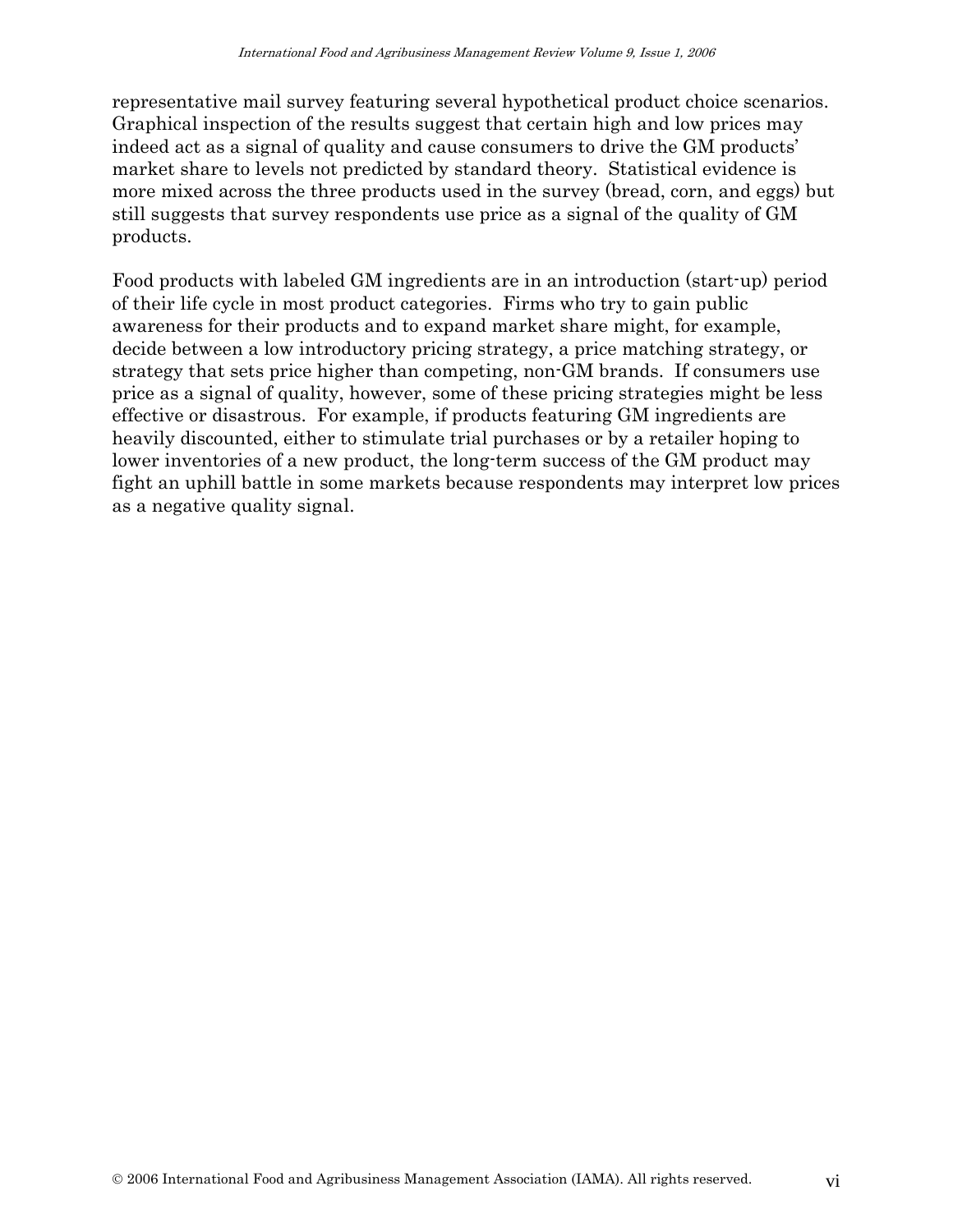representative mail survey featuring several hypothetical product choice scenarios. Graphical inspection of the results suggest that certain high and low prices may indeed act as a signal of quality and cause consumers to drive the GM products' market share to levels not predicted by standard theory. Statistical evidence is more mixed across the three products used in the survey (bread, corn, and eggs) but still suggests that survey respondents use price as a signal of the quality of GM products.

Food products with labeled GM ingredients are in an introduction (start-up) period of their life cycle in most product categories. Firms who try to gain public awareness for their products and to expand market share might, for example, decide between a low introductory pricing strategy, a price matching strategy, or strategy that sets price higher than competing, non-GM brands. If consumers use price as a signal of quality, however, some of these pricing strategies might be less effective or disastrous. For example, if products featuring GM ingredients are heavily discounted, either to stimulate trial purchases or by a retailer hoping to lower inventories of a new product, the long-term success of the GM product may fight an uphill battle in some markets because respondents may interpret low prices as a negative quality signal.